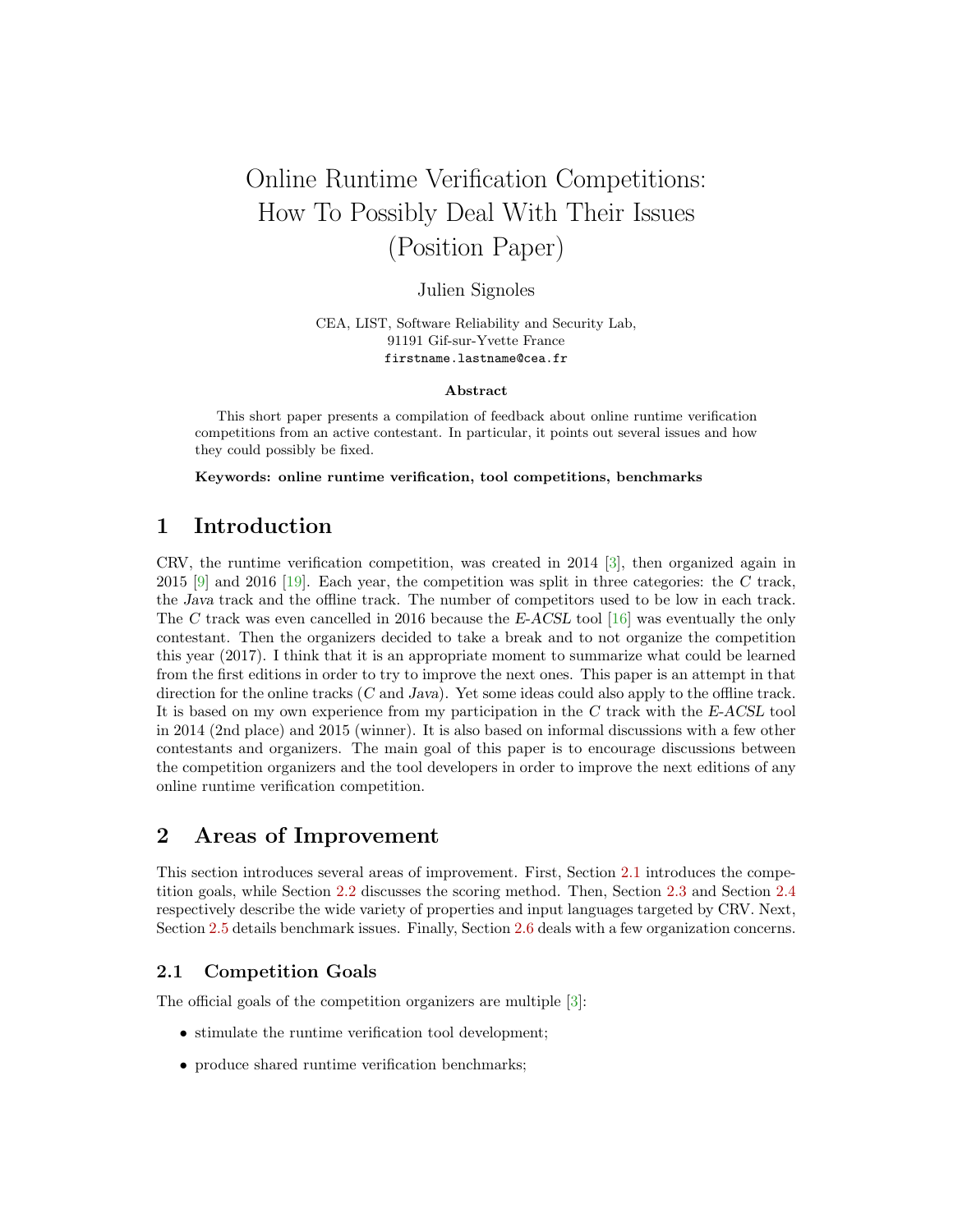# Online Runtime Verification Competitions: How To Possibly Deal With Their Issues (Position Paper)

Julien Signoles

CEA, LIST, Software Reliability and Security Lab,
91191 Gif-sur-Yvette France
`firstname.lastname@cea.fr`

**Abstract**

This short paper presents a compilation of feedback about online runtime verification competitions from an active contestant. In particular, it points out several issues and how they could possibly be fixed.

**Keywords: online runtime verification, tool competitions, benchmarks**

## 1 Introduction

CRV, the runtime verification competition, was created in 2014 [3], then organized again in 2015 [9] and 2016 [19]. Each year, the competition was split in three categories: the *C* track, the *Java* track and the offline track. The number of competitors used to be low in each track. The *C* track was even cancelled in 2016 because the *E-ACSL* tool [16] was eventually the only contestant. Then the organizers decided to take a break and to not organize the competition this year (2017). I think that it is an appropriate moment to summarize what could be learned from the first editions in order to try to improve the next ones. This paper is an attempt in that direction for the online tracks (*C* and *Java*). Yet some ideas could also apply to the offline track. It is based on my own experience from my participation in the *C* track with the *E-ACSL* tool in 2014 (2nd place) and 2015 (winner). It is also based on informal discussions with a few other contestants and organizers. The main goal of this paper is to encourage discussions between the competition organizers and the tool developers in order to improve the next editions of any online runtime verification competition.

## 2 Areas of Improvement

This section introduces several areas of improvement. First, Section 2.1 introduces the competition goals, while Section 2.2 discusses the scoring method. Then, Section 2.3 and Section 2.4 respectively describe the wide variety of properties and input languages targeted by CRV. Next, Section 2.5 details benchmark issues. Finally, Section 2.6 deals with a few organization concerns.

### 2.1 Competition Goals

The official goals of the competition organizers are multiple [3]:

- stimulate the runtime verification tool development;
- produce shared runtime verification benchmarks;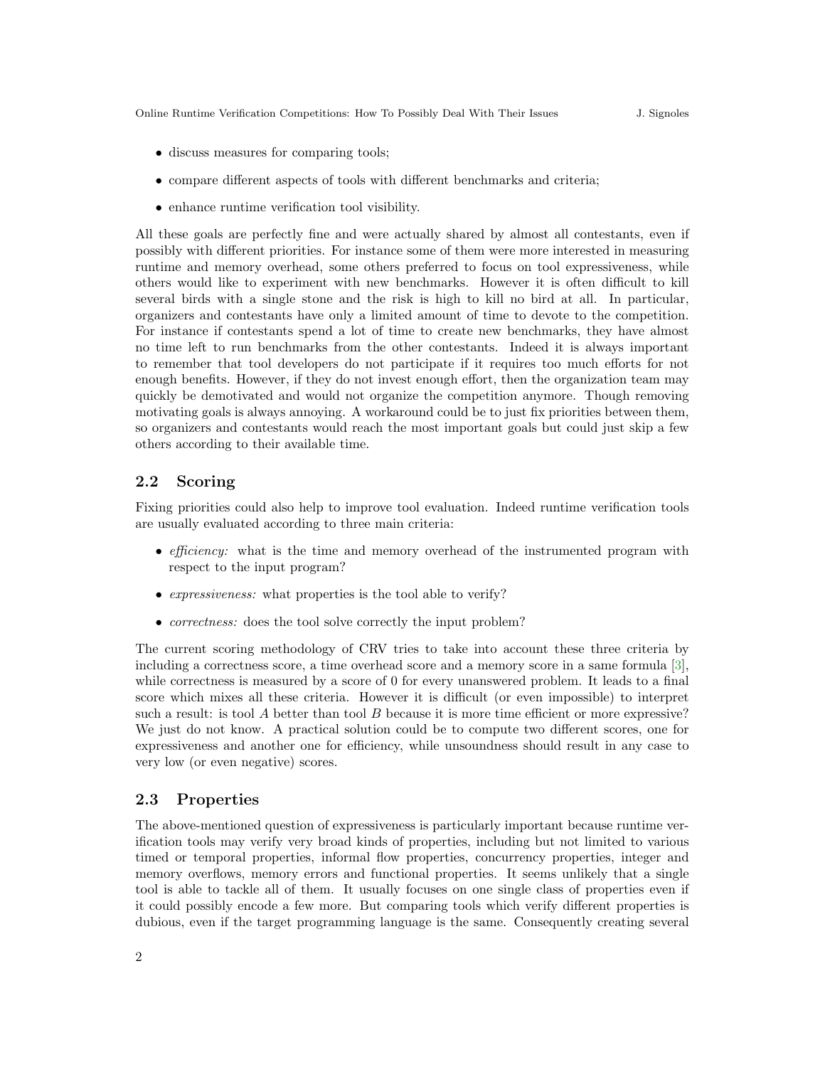- discuss measures for comparing tools;
- compare different aspects of tools with different benchmarks and criteria;
- enhance runtime verification tool visibility.

All these goals are perfectly fine and were actually shared by almost all contestants, even if possibly with different priorities. For instance some of them were more interested in measuring runtime and memory overhead, some others preferred to focus on tool expressiveness, while others would like to experiment with new benchmarks. However it is often difficult to kill several birds with a single stone and the risk is high to kill no bird at all. In particular, organizers and contestants have only a limited amount of time to devote to the competition. For instance if contestants spend a lot of time to create new benchmarks, they have almost no time left to run benchmarks from the other contestants. Indeed it is always important to remember that tool developers do not participate if it requires too much efforts for not enough benefits. However, if they do not invest enough effort, then the organization team may quickly be demotivated and would not organize the competition anymore. Though removing motivating goals is always annoying. A workaround could be to just fix priorities between them, so organizers and contestants would reach the most important goals but could just skip a few others according to their available time.

## 2.2 Scoring

Fixing priorities could also help to improve tool evaluation. Indeed runtime verification tools are usually evaluated according to three main criteria:

- *efficiency:* what is the time and memory overhead of the instrumented program with respect to the input program?
- *expressiveness:* what properties is the tool able to verify?
- *correctness:* does the tool solve correctly the input problem?

The current scoring methodology of CRV tries to take into account these three criteria by including a correctness score, a time overhead score and a memory score in a same formula [3], while correctness is measured by a score of 0 for every unanswered problem. It leads to a final score which mixes all these criteria. However it is difficult (or even impossible) to interpret such a result: is tool $A$ better than tool $B$ because it is more time efficient or more expressive? We just do not know. A practical solution could be to compute two different scores, one for expressiveness and another one for efficiency, while unsoundness should result in any case to very low (or even negative) scores.

## 2.3 Properties

The above-mentioned question of expressiveness is particularly important because runtime verification tools may verify very broad kinds of properties, including but not limited to various timed or temporal properties, informal flow properties, concurrency properties, integer and memory overflows, memory errors and functional properties. It seems unlikely that a single tool is able to tackle all of them. It usually focuses on one single class of properties even if it could possibly encode a few more. But comparing tools which verify different properties is dubious, even if the target programming language is the same. Consequently creating several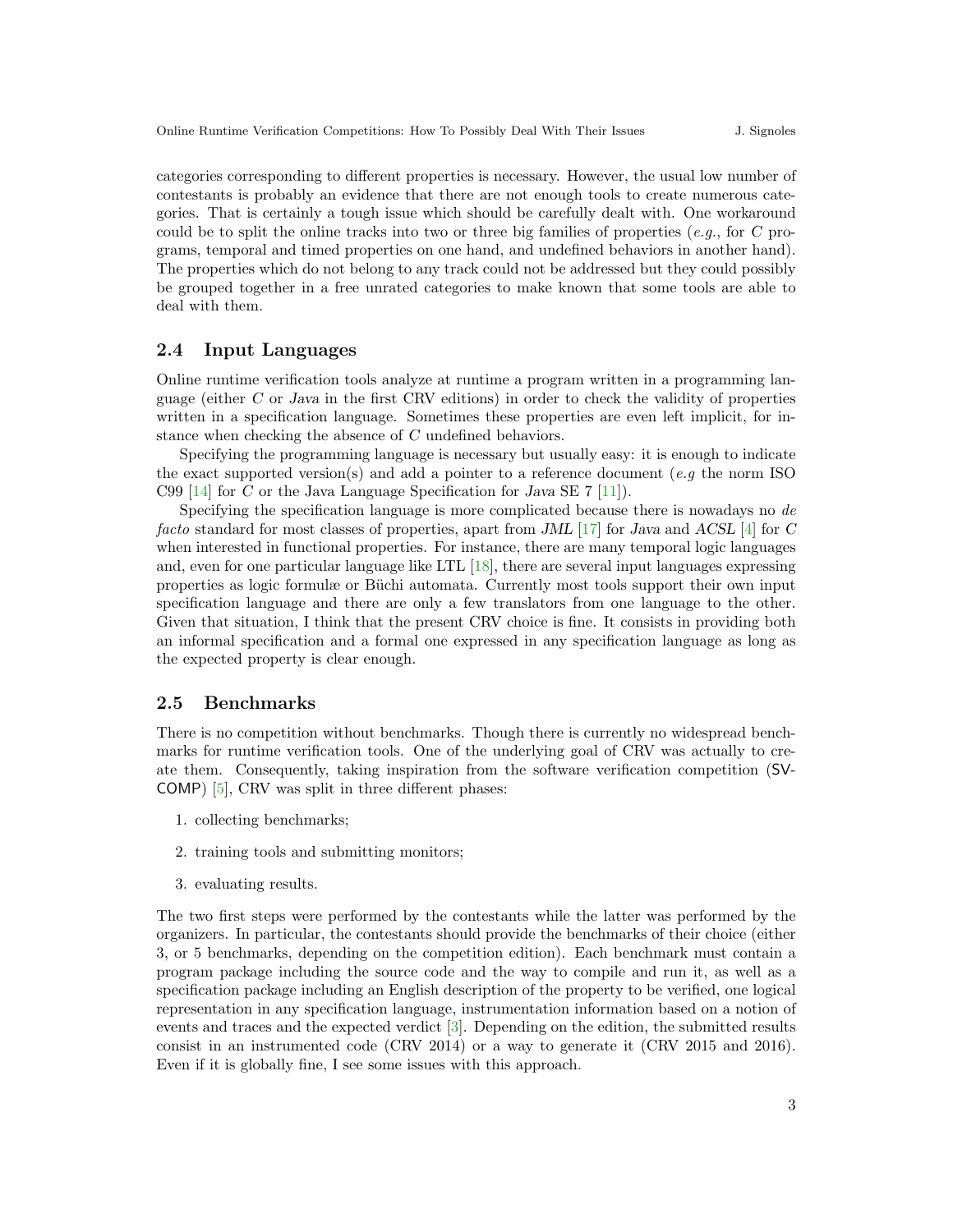categories corresponding to different properties is necessary. However, the usual low number of contestants is probably an evidence that there are not enough tools to create numerous categories. That is certainly a tough issue which should be carefully dealt with. One workaround could be to split the online tracks into two or three big families of properties (*e.g.*, for *C* programs, temporal and timed properties on one hand, and undefined behaviors in another hand). The properties which do not belong to any track could not be addressed but they could possibly be grouped together in a free unrated categories to make known that some tools are able to deal with them.

## 2.4 Input Languages

Online runtime verification tools analyze at runtime a program written in a programming language (either *C* or *Java* in the first CRV editions) in order to check the validity of properties written in a specification language. Sometimes these properties are even left implicit, for instance when checking the absence of *C* undefined behaviors.

Specifying the programming language is necessary but usually easy: it is enough to indicate the exact supported version(s) and add a pointer to a reference document (*e.g* the norm ISO C99 [14] for *C* or the Java Language Specification for *Java* SE 7 [11]).

Specifying the specification language is more complicated because there is nowadays no *de facto* standard for most classes of properties, apart from *JML* [17] for *Java* and *ACSL* [4] for *C* when interested in functional properties. For instance, there are many temporal logic languages and, even for one particular language like LTL [18], there are several input languages expressing properties as logic formulæ or Büchi automata. Currently most tools support their own input specification language and there are only a few translators from one language to the other. Given that situation, I think that the present CRV choice is fine. It consists in providing both an informal specification and a formal one expressed in any specification language as long as the expected property is clear enough.

## 2.5 Benchmarks

There is no competition without benchmarks. Though there is currently no widespread benchmarks for runtime verification tools. One of the underlying goal of CRV was actually to create them. Consequently, taking inspiration from the software verification competition (SV-COMP) [5], CRV was split in three different phases:

1. collecting benchmarks;
2. training tools and submitting monitors;
3. evaluating results.

The two first steps were performed by the contestants while the latter was performed by the organizers. In particular, the contestants should provide the benchmarks of their choice (either 3, or 5 benchmarks, depending on the competition edition). Each benchmark must contain a program package including the source code and the way to compile and run it, as well as a specification package including an English description of the property to be verified, one logical representation in any specification language, instrumentation information based on a notion of events and traces and the expected verdict [3]. Depending on the edition, the submitted results consist in an instrumented code (CRV 2014) or a way to generate it (CRV 2015 and 2016). Even if it is globally fine, I see some issues with this approach.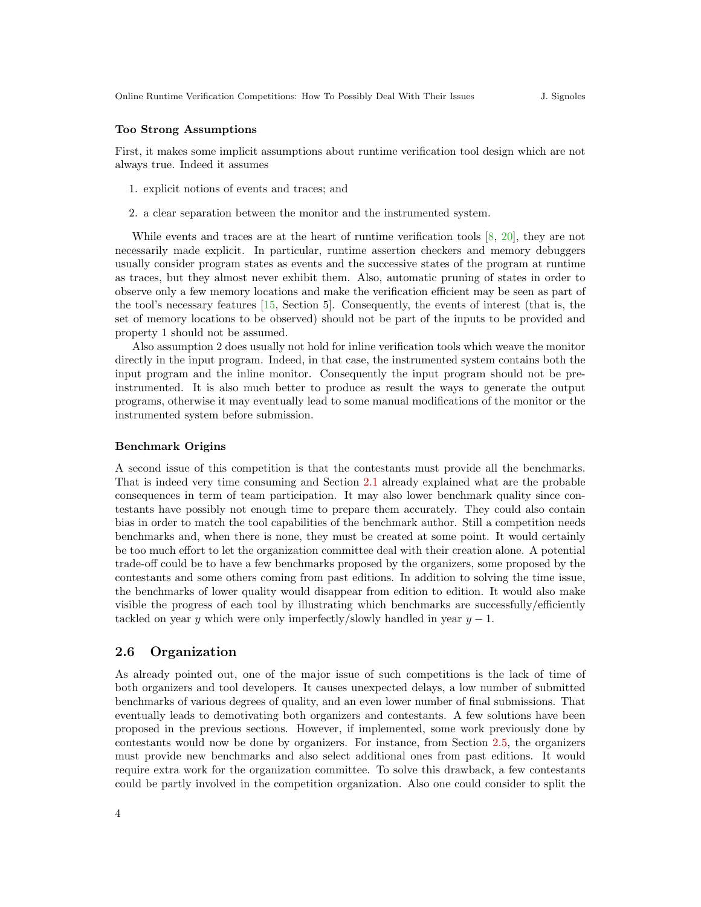### Too Strong Assumptions

First, it makes some implicit assumptions about runtime verification tool design which are not always true. Indeed it assumes

1. explicit notions of events and traces; and
2. a clear separation between the monitor and the instrumented system.

While events and traces are at the heart of runtime verification tools [8, 20], they are not necessarily made explicit. In particular, runtime assertion checkers and memory debuggers usually consider program states as events and the successive states of the program at runtime as traces, but they almost never exhibit them. Also, automatic pruning of states in order to observe only a few memory locations and make the verification efficient may be seen as part of the tool's necessary features [15, Section 5]. Consequently, the events of interest (that is, the set of memory locations to be observed) should not be part of the inputs to be provided and property 1 should not be assumed.

Also assumption 2 does usually not hold for inline verification tools which weave the monitor directly in the input program. Indeed, in that case, the instrumented system contains both the input program and the inline monitor. Consequently the input program should not be pre-instrumented. It is also much better to produce as result the ways to generate the output programs, otherwise it may eventually lead to some manual modifications of the monitor or the instrumented system before submission.

### Benchmark Origins

A second issue of this competition is that the contestants must provide all the benchmarks. That is indeed very time consuming and Section 2.1 already explained what are the probable consequences in term of team participation. It may also lower benchmark quality since contestants have possibly not enough time to prepare them accurately. They could also contain bias in order to match the tool capabilities of the benchmark author. Still a competition needs benchmarks and, when there is none, they must be created at some point. It would certainly be too much effort to let the organization committee deal with their creation alone. A potential trade-off could be to have a few benchmarks proposed by the organizers, some proposed by the contestants and some others coming from past editions. In addition to solving the time issue, the benchmarks of lower quality would disappear from edition to edition. It would also make visible the progress of each tool by illustrating which benchmarks are successfully/efficiently tackled on year $y$ which were only imperfectly/slowly handled in year $y - 1$.

## 2.6 Organization

As already pointed out, one of the major issue of such competitions is the lack of time of both organizers and tool developers. It causes unexpected delays, a low number of submitted benchmarks of various degrees of quality, and an even lower number of final submissions. That eventually leads to demotivating both organizers and contestants. A few solutions have been proposed in the previous sections. However, if implemented, some work previously done by contestants would now be done by organizers. For instance, from Section 2.5, the organizers must provide new benchmarks and also select additional ones from past editions. It would require extra work for the organization committee. To solve this drawback, a few contestants could be partly involved in the competition organization. Also one could consider to split the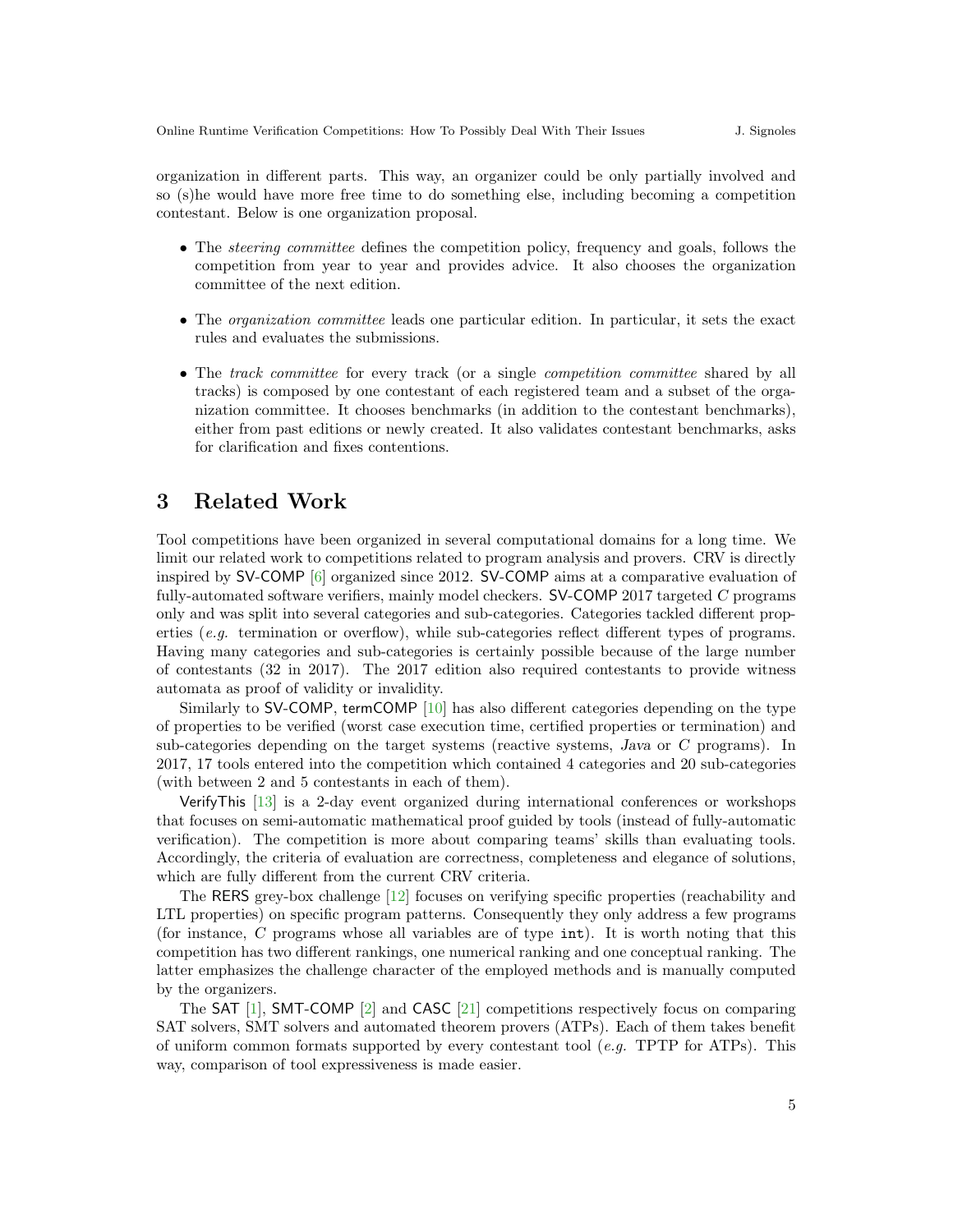organization in different parts. This way, an organizer could be only partially involved and so (s)he would have more free time to do something else, including becoming a competition contestant. Below is one organization proposal.

- The *steering committee* defines the competition policy, frequency and goals, follows the competition from year to year and provides advice. It also chooses the organization committee of the next edition.
- The *organization committee* leads one particular edition. In particular, it sets the exact rules and evaluates the submissions.
- The *track committee* for every track (or a single *competition committee* shared by all tracks) is composed by one contestant of each registered team and a subset of the organization committee. It chooses benchmarks (in addition to the contestant benchmarks), either from past editions or newly created. It also validates contestant benchmarks, asks for clarification and fixes contentions.

# 3 Related Work

Tool competitions have been organized in several computational domains for a long time. We limit our related work to competitions related to program analysis and provers. CRV is directly inspired by SV-COMP [6] organized since 2012. SV-COMP aims at a comparative evaluation of fully-automated software verifiers, mainly model checkers. SV-COMP 2017 targeted *C* programs only and was split into several categories and sub-categories. Categories tackled different properties (*e.g.* termination or overflow), while sub-categories reflect different types of programs. Having many categories and sub-categories is certainly possible because of the large number of contestants (32 in 2017). The 2017 edition also required contestants to provide witness automata as proof of validity or invalidity.

Similarly to SV-COMP, termCOMP [10] has also different categories depending on the type of properties to be verified (worst case execution time, certified properties or termination) and sub-categories depending on the target systems (reactive systems, *Java* or *C* programs). In 2017, 17 tools entered into the competition which contained 4 categories and 20 sub-categories (with between 2 and 5 contestants in each of them).

VerifyThis [13] is a 2-day event organized during international conferences or workshops that focuses on semi-automatic mathematical proof guided by tools (instead of fully-automatic verification). The competition is more about comparing teams' skills than evaluating tools. Accordingly, the criteria of evaluation are correctness, completeness and elegance of solutions, which are fully different from the current CRV criteria.

The RERS grey-box challenge [12] focuses on verifying specific properties (reachability and LTL properties) on specific program patterns. Consequently they only address a few programs (for instance, *C* programs whose all variables are of type `int`). It is worth noting that this competition has two different rankings, one numerical ranking and one conceptual ranking. The latter emphasizes the challenge character of the employed methods and is manually computed by the organizers.

The SAT [1], SMT-COMP [2] and CASC [21] competitions respectively focus on comparing SAT solvers, SMT solvers and automated theorem provers (ATPs). Each of them takes benefit of uniform common formats supported by every contestant tool (*e.g.* TPTP for ATPs). This way, comparison of tool expressiveness is made easier.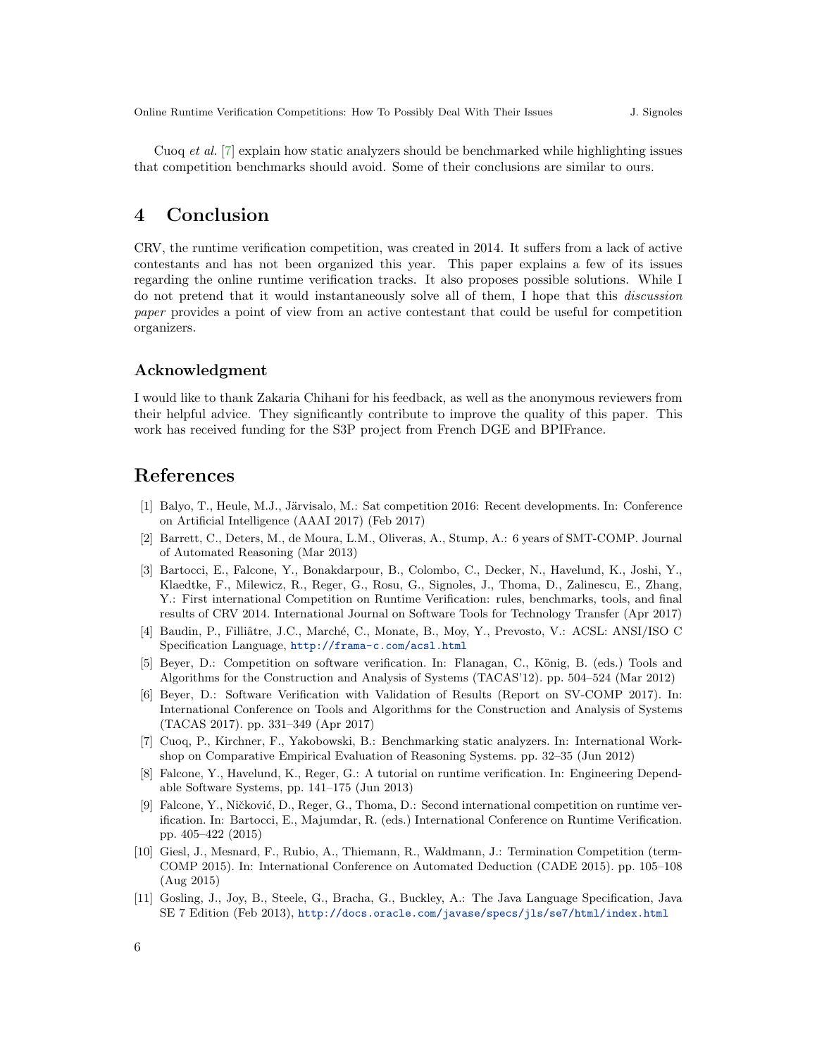Cuoq *et al.* [7] explain how static analyzers should be benchmarked while highlighting issues that competition benchmarks should avoid. Some of their conclusions are similar to ours.

# 4 Conclusion

CRV, the runtime verification competition, was created in 2014. It suffers from a lack of active contestants and has not been organized this year. This paper explains a few of its issues regarding the online runtime verification tracks. It also proposes possible solutions. While I do not pretend that it would instantaneously solve all of them, I hope that this *discussion paper* provides a point of view from an active contestant that could be useful for competition organizers.

## Acknowledgment

I would like to thank Zakaria Chihani for his feedback, as well as the anonymous reviewers from their helpful advice. They significantly contribute to improve the quality of this paper. This work has received funding for the S3P project from French DGE and BPIFrance.

# References

[1] Balyo, T., Heule, M.J., Järvisalo, M.: Sat competition 2016: Recent developments. In: Conference on Artificial Intelligence (AAAI 2017) (Feb 2017)

[2] Barrett, C., Deters, M., de Moura, L.M., Oliveras, A., Stump, A.: 6 years of SMT-COMP. Journal of Automated Reasoning (Mar 2013)

[3] Bartocci, E., Falcone, Y., Bonakdarpour, B., Colombo, C., Decker, N., Havelund, K., Joshi, Y., Klaedtke, F., Milewicz, R., Reger, G., Rosu, G., Signoles, J., Thoma, D., Zalinescu, E., Zhang, Y.: First international Competition on Runtime Verification: rules, benchmarks, tools, and final results of CRV 2014. International Journal on Software Tools for Technology Transfer (Apr 2017)

[4] Baudin, P., Filliâtre, J.C., Marché, C., Monate, B., Moy, Y., Prevosto, V.: ACSL: ANSI/ISO C Specification Language, http://frama-c.com/acsl.html

[5] Beyer, D.: Competition on software verification. In: Flanagan, C., König, B. (eds.) Tools and Algorithms for the Construction and Analysis of Systems (TACAS'12). pp. 504–524 (Mar 2012)

[6] Beyer, D.: Software Verification with Validation of Results (Report on SV-COMP 2017). In: International Conference on Tools and Algorithms for the Construction and Analysis of Systems (TACAS 2017). pp. 331–349 (Apr 2017)

[7] Cuoq, P., Kirchner, F., Yakobowski, B.: Benchmarking static analyzers. In: International Workshop on Comparative Empirical Evaluation of Reasoning Systems. pp. 32–35 (Jun 2012)

[8] Falcone, Y., Havelund, K., Reger, G.: A tutorial on runtime verification. In: Engineering Dependable Software Systems, pp. 141–175 (Jun 2013)

[9] Falcone, Y., Ničković, D., Reger, G., Thoma, D.: Second international competition on runtime verification. In: Bartocci, E., Majumdar, R. (eds.) International Conference on Runtime Verification. pp. 405–422 (2015)

[10] Giesl, J., Mesnard, F., Rubio, A., Thiemann, R., Waldmann, J.: Termination Competition (termCOMP 2015). In: International Conference on Automated Deduction (CADE 2015). pp. 105–108 (Aug 2015)

[11] Gosling, J., Joy, B., Steele, G., Bracha, G., Buckley, A.: The Java Language Specification, Java SE 7 Edition (Feb 2013), http://docs.oracle.com/javase/specs/jls/se7/html/index.html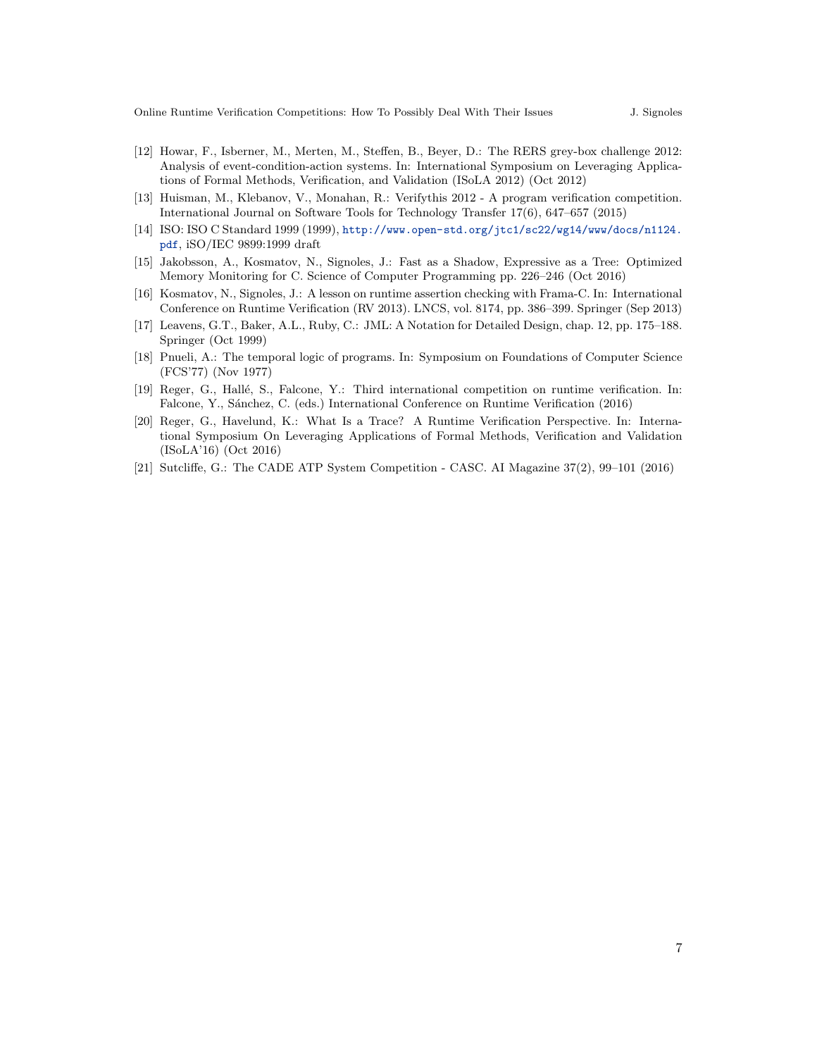[12] Howar, F., Isberner, M., Merten, M., Steffen, B., Beyer, D.: The RERS grey-box challenge 2012: Analysis of event-condition-action systems. In: International Symposium on Leveraging Applications of Formal Methods, Verification, and Validation (ISoLA 2012) (Oct 2012)

[13] Huisman, M., Klebanov, V., Monahan, R.: Verifythis 2012 - A program verification competition. International Journal on Software Tools for Technology Transfer 17(6), 647–657 (2015)

[14] ISO: ISO C Standard 1999 (1999), http://www.open-std.org/jtc1/sc22/wg14/www/docs/n1124.pdf, iSO/IEC 9899:1999 draft

[15] Jakobsson, A., Kosmatov, N., Signoles, J.: Fast as a Shadow, Expressive as a Tree: Optimized Memory Monitoring for C. Science of Computer Programming pp. 226–246 (Oct 2016)

[16] Kosmatov, N., Signoles, J.: A lesson on runtime assertion checking with Frama-C. In: International Conference on Runtime Verification (RV 2013). LNCS, vol. 8174, pp. 386–399. Springer (Sep 2013)

[17] Leavens, G.T., Baker, A.L., Ruby, C.: JML: A Notation for Detailed Design, chap. 12, pp. 175–188. Springer (Oct 1999)

[18] Pnueli, A.: The temporal logic of programs. In: Symposium on Foundations of Computer Science (FCS'77) (Nov 1977)

[19] Reger, G., Hallé, S., Falcone, Y.: Third international competition on runtime verification. In: Falcone, Y., Sánchez, C. (eds.) International Conference on Runtime Verification (2016)

[20] Reger, G., Havelund, K.: What Is a Trace? A Runtime Verification Perspective. In: International Symposium On Leveraging Applications of Formal Methods, Verification and Validation (ISoLA'16) (Oct 2016)

[21] Sutcliffe, G.: The CADE ATP System Competition - CASC. AI Magazine 37(2), 99–101 (2016)